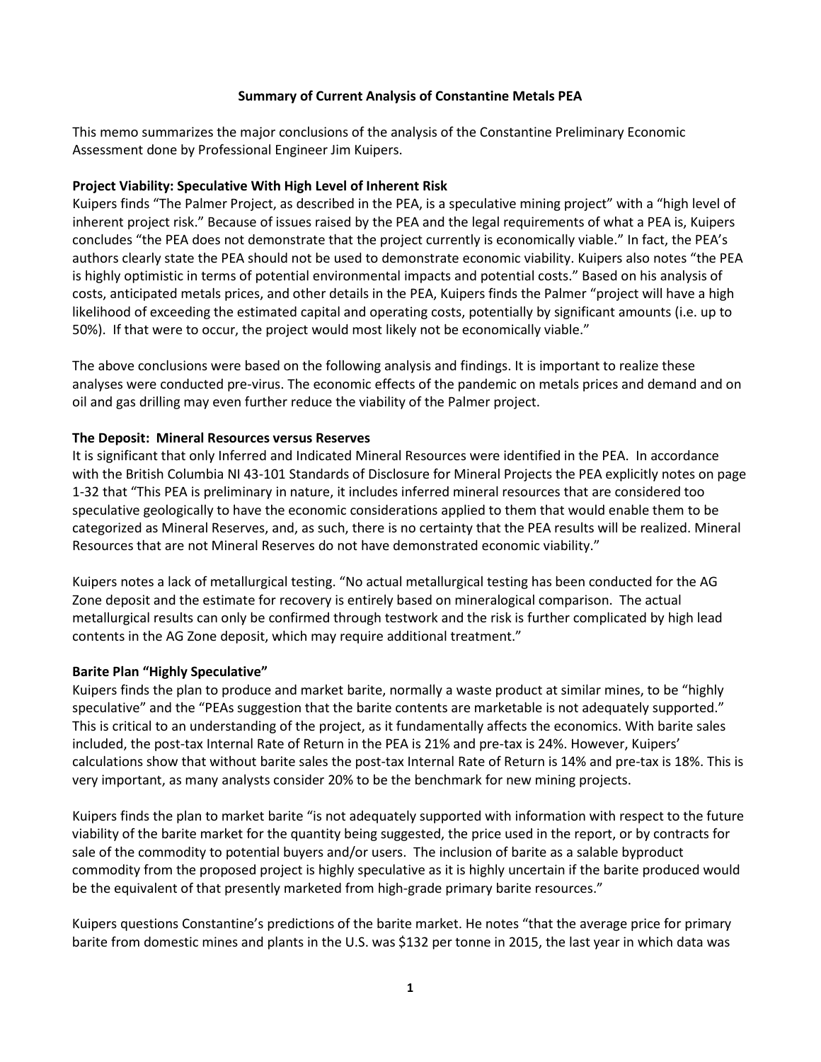# Summary of Current Analysis of Constantine Metals PEA

This memo summarizes the major conclusions of the analysis of the Constantine Preliminary Economic Assessment done by Professional Engineer Jim Kuipers.

## Project Viability: Speculative With High Level of Inherent Risk

Kuipers finds "The Palmer Project, as described in the PEA, is a speculative mining project" with a "high level of inherent project risk." Because of issues raised by the PEA and the legal requirements of what a PEA is, Kuipers concludes "the PEA does not demonstrate that the project currently is economically viable." In fact, the PEA's authors clearly state the PEA should not be used to demonstrate economic viability. Kuipers also notes "the PEA is highly optimistic in terms of potential environmental impacts and potential costs." Based on his analysis of costs, anticipated metals prices, and other details in the PEA, Kuipers finds the Palmer "project will have a high likelihood of exceeding the estimated capital and operating costs, potentially by significant amounts (i.e. up to 50%). If that were to occur, the project would most likely not be economically viable."

The above conclusions were based on the following analysis and findings. It is important to realize these analyses were conducted pre-virus. The economic effects of the pandemic on metals prices and demand and on oil and gas drilling may even further reduce the viability of the Palmer project.

## The Deposit: Mineral Resources versus Reserves

It is significant that only Inferred and Indicated Mineral Resources were identified in the PEA. In accordance with the British Columbia NI 43-101 Standards of Disclosure for Mineral Projects the PEA explicitly notes on page 1-32 that "This PEA is preliminary in nature, it includes inferred mineral resources that are considered too speculative geologically to have the economic considerations applied to them that would enable them to be categorized as Mineral Reserves, and, as such, there is no certainty that the PEA results will be realized. Mineral Resources that are not Mineral Reserves do not have demonstrated economic viability."

Kuipers notes a lack of metallurgical testing. "No actual metallurgical testing has been conducted for the AG Zone deposit and the estimate for recovery is entirely based on mineralogical comparison. The actual metallurgical results can only be confirmed through testwork and the risk is further complicated by high lead contents in the AG Zone deposit, which may require additional treatment."

## Barite Plan "Highly Speculative"

Kuipers finds the plan to produce and market barite, normally a waste product at similar mines, to be "highly speculative" and the "PEAs suggestion that the barite contents are marketable is not adequately supported." This is critical to an understanding of the project, as it fundamentally affects the economics. With barite sales included, the post-tax Internal Rate of Return in the PEA is 21% and pre-tax is 24%. However, Kuipers' calculations show that without barite sales the post-tax Internal Rate of Return is 14% and pre-tax is 18%. This is very important, as many analysts consider 20% to be the benchmark for new mining projects.

Kuipers finds the plan to market barite "is not adequately supported with information with respect to the future viability of the barite market for the quantity being suggested, the price used in the report, or by contracts for sale of the commodity to potential buyers and/or users. The inclusion of barite as a salable byproduct commodity from the proposed project is highly speculative as it is highly uncertain if the barite produced would be the equivalent of that presently marketed from high-grade primary barite resources."

Kuipers questions Constantine's predictions of the barite market. He notes "that the average price for primary barite from domestic mines and plants in the U.S. was $132 per tonne in 2015, the last year in which data was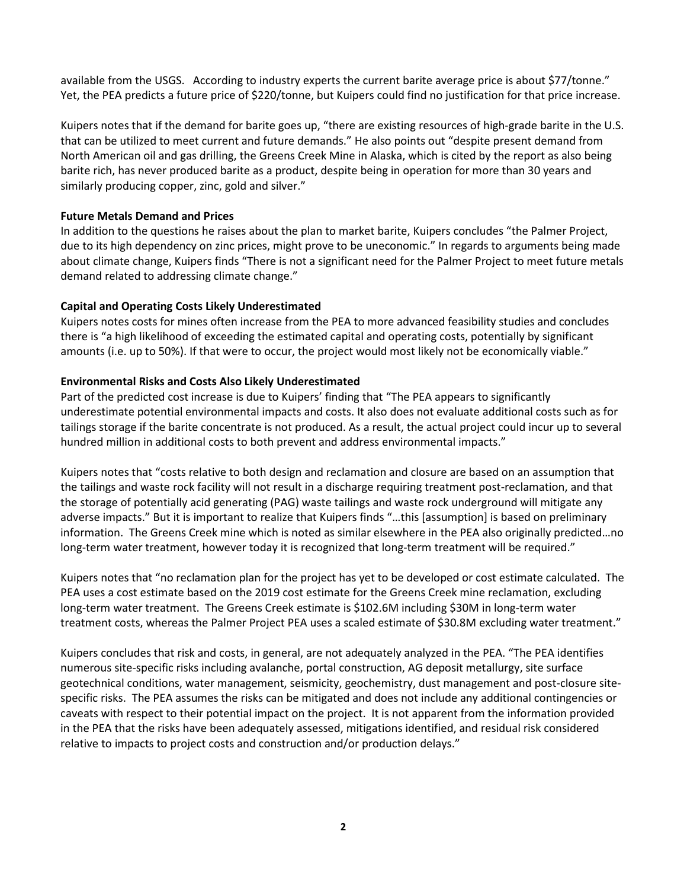available from the USGS. According to industry experts the current barite average price is about $77/tonne." Yet, the PEA predicts a future price of $220/tonne, but Kuipers could find no justification for that price increase.

Kuipers notes that if the demand for barite goes up, "there are existing resources of high-grade barite in the U.S. that can be utilized to meet current and future demands." He also points out "despite present demand from North American oil and gas drilling, the Greens Creek Mine in Alaska, which is cited by the report as also being barite rich, has never produced barite as a product, despite being in operation for more than 30 years and similarly producing copper, zinc, gold and silver."

**Future Metals Demand and Prices**

In addition to the questions he raises about the plan to market barite, Kuipers concludes "the Palmer Project, due to its high dependency on zinc prices, might prove to be uneconomic." In regards to arguments being made about climate change, Kuipers finds "There is not a significant need for the Palmer Project to meet future metals demand related to addressing climate change."

**Capital and Operating Costs Likely Underestimated**

Kuipers notes costs for mines often increase from the PEA to more advanced feasibility studies and concludes there is "a high likelihood of exceeding the estimated capital and operating costs, potentially by significant amounts (i.e. up to 50%). If that were to occur, the project would most likely not be economically viable."

**Environmental Risks and Costs Also Likely Underestimated**

Part of the predicted cost increase is due to Kuipers' finding that "The PEA appears to significantly underestimate potential environmental impacts and costs. It also does not evaluate additional costs such as for tailings storage if the barite concentrate is not produced. As a result, the actual project could incur up to several hundred million in additional costs to both prevent and address environmental impacts."

Kuipers notes that "costs relative to both design and reclamation and closure are based on an assumption that the tailings and waste rock facility will not result in a discharge requiring treatment post-reclamation, and that the storage of potentially acid generating (PAG) waste tailings and waste rock underground will mitigate any adverse impacts." But it is important to realize that Kuipers finds "…this [assumption] is based on preliminary information. The Greens Creek mine which is noted as similar elsewhere in the PEA also originally predicted…no long-term water treatment, however today it is recognized that long-term treatment will be required."

Kuipers notes that "no reclamation plan for the project has yet to be developed or cost estimate calculated. The PEA uses a cost estimate based on the 2019 cost estimate for the Greens Creek mine reclamation, excluding long-term water treatment. The Greens Creek estimate is $102.6M including $30M in long-term water treatment costs, whereas the Palmer Project PEA uses a scaled estimate of $30.8M excluding water treatment."

Kuipers concludes that risk and costs, in general, are not adequately analyzed in the PEA. "The PEA identifies numerous site-specific risks including avalanche, portal construction, AG deposit metallurgy, site surface geotechnical conditions, water management, seismicity, geochemistry, dust management and post-closure site-specific risks. The PEA assumes the risks can be mitigated and does not include any additional contingencies or caveats with respect to their potential impact on the project. It is not apparent from the information provided in the PEA that the risks have been adequately assessed, mitigations identified, and residual risk considered relative to impacts to project costs and construction and/or production delays."